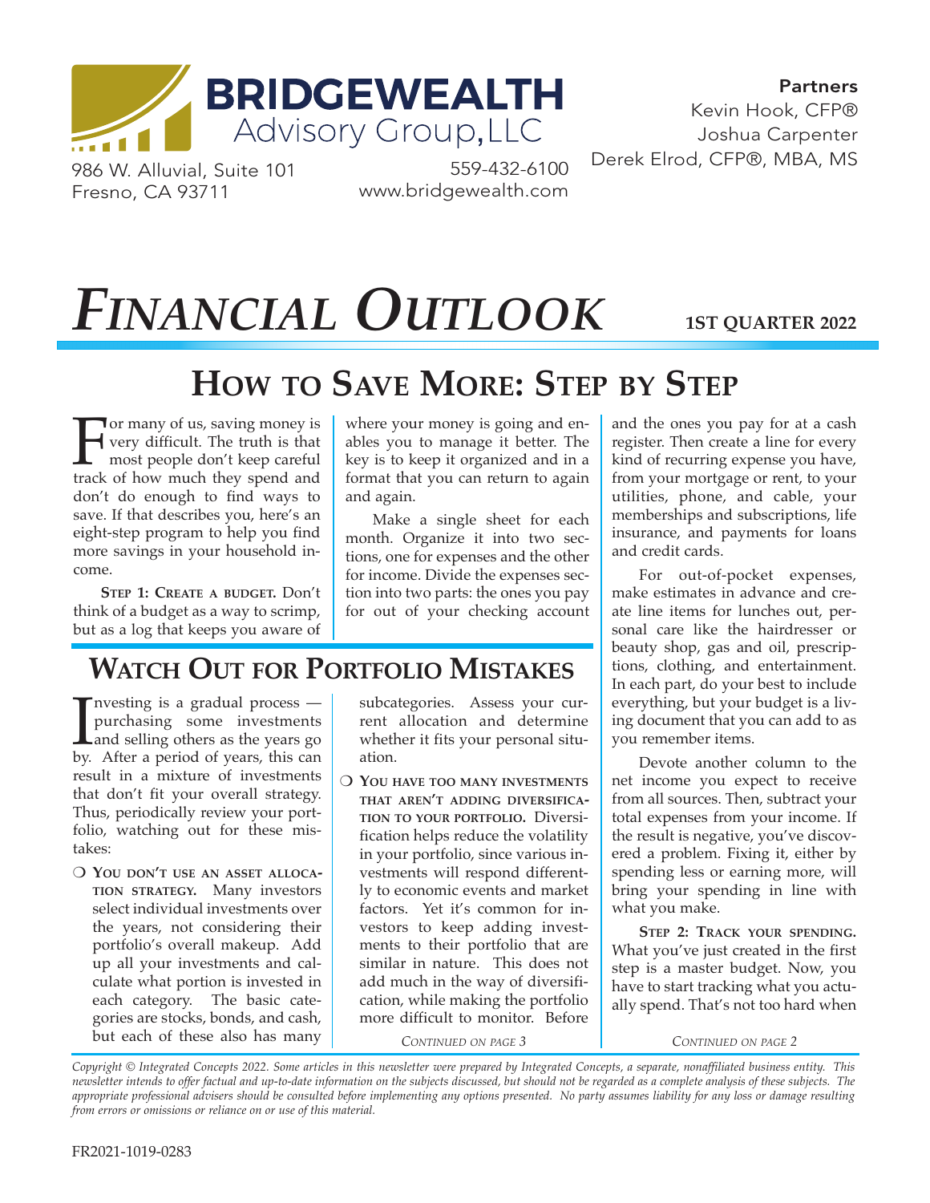**BRIDGEWEALTH**
Advisory Group, LLC

986 W. Alluvial, Suite 101
Fresno, CA 93711

559-432-6100
www.bridgewealth.com

**Partners**
Kevin Hook, CFP®
Joshua Carpenter
Derek Elrod, CFP®, MBA, MS

# *Financial Outlook*

**1ST QUARTER 2022**

## How to Save More: Step by Step

For many of us, saving money is very difficult. The truth is that most people don't keep careful track of how much they spend and don't do enough to find ways to save. If that describes you, here's an eight-step program to help you find more savings in your household income.

**Step 1: Create a budget.** Don't think of a budget as a way to scrimp, but as a log that keeps you aware of where your money is going and enables you to manage it better. The key is to keep it organized and in a format that you can return to again and again.

Make a single sheet for each month. Organize it into two sections, one for expenses and the other for income. Divide the expenses section into two parts: the ones you pay for out of your checking account and the ones you pay for at a cash register. Then create a line for every kind of recurring expense you have, from your mortgage or rent, to your utilities, phone, and cable, your memberships and subscriptions, life insurance, and payments for loans and credit cards.

For out-of-pocket expenses, make estimates in advance and create line items for lunches out, personal care like the hairdresser or beauty shop, gas and oil, prescriptions, clothing, and entertainment. In each part, do your best to include everything, but your budget is a living document that you can add to as you remember items.

Devote another column to the net income you expect to receive from all sources. Then, subtract your total expenses from your income. If the result is negative, you've discovered a problem. Fixing it, either by spending less or earning more, will bring your spending in line with what you make.

**Step 2: Track your spending.** What you've just created in the first step is a master budget. Now, you have to start tracking what you actually spend. That's not too hard when

*Continued on page 2*

## Watch Out for Portfolio Mistakes

Investing is a gradual process — purchasing some investments and selling others as the years go by. After a period of years, this can result in a mixture of investments that don't fit your overall strategy. Thus, periodically review your portfolio, watching out for these mistakes:

- **You don't use an asset allocation strategy.** Many investors select individual investments over the years, not considering their portfolio's overall makeup. Add up all your investments and calculate what portion is invested in each category. The basic categories are stocks, bonds, and cash, but each of these also has many subcategories. Assess your current allocation and determine whether it fits your personal situation.
- **You have too many investments that aren't adding diversification to your portfolio.** Diversification helps reduce the volatility in your portfolio, since various investments will respond differently to economic events and market factors. Yet it's common for investors to keep adding investments to their portfolio that are similar in nature. This does not add much in the way of diversification, while making the portfolio more difficult to monitor. Before

*Continued on page 3*

*Copyright © Integrated Concepts 2022. Some articles in this newsletter were prepared by Integrated Concepts, a separate, nonaffiliated business entity. This newsletter intends to offer factual and up-to-date information on the subjects discussed, but should not be regarded as a complete analysis of these subjects. The appropriate professional advisers should be consulted before implementing any options presented. No party assumes liability for any loss or damage resulting from errors or omissions or reliance on or use of this material.*

FR2021-1019-0283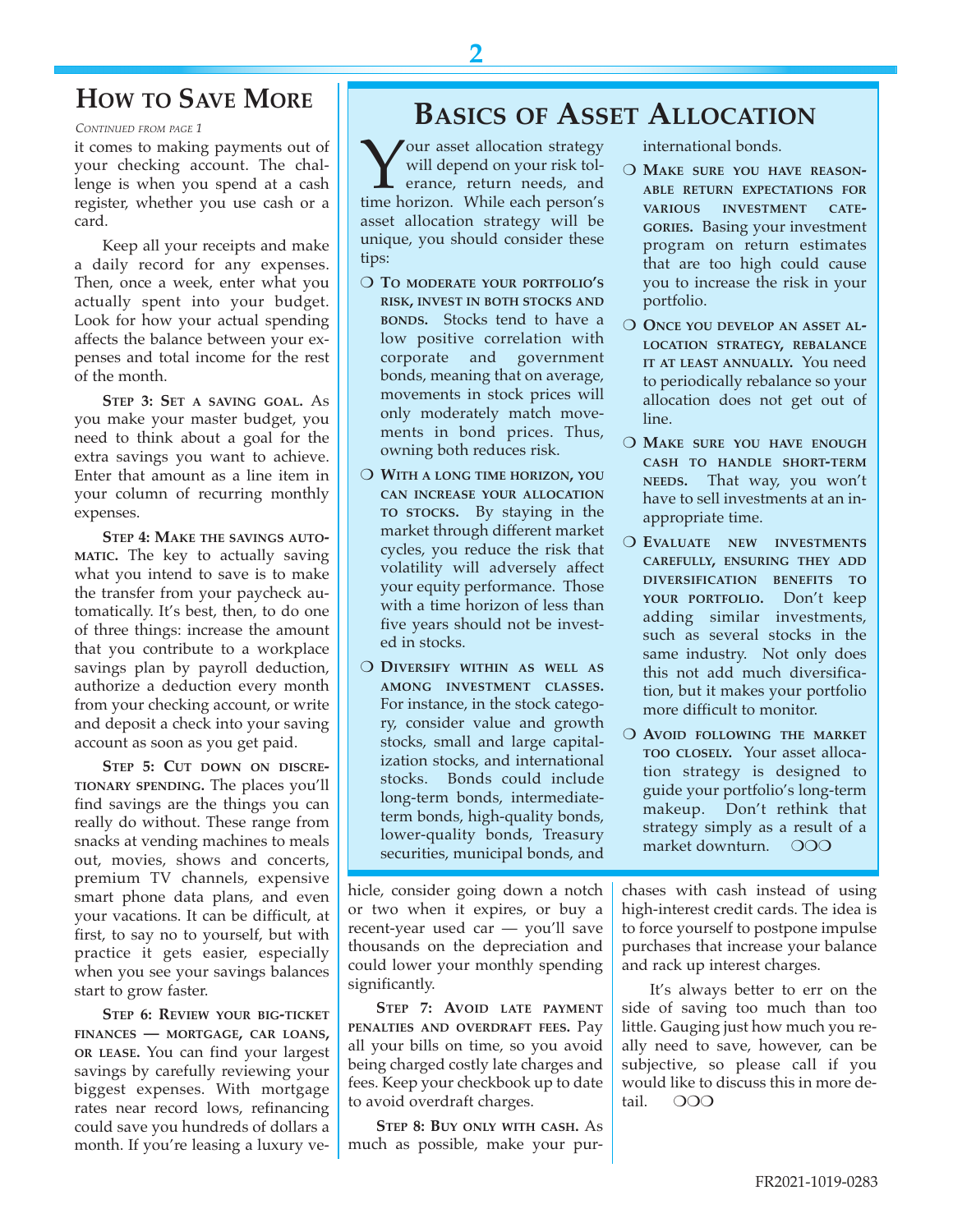## How to Save More

*Continued from page 1*

it comes to making payments out of your checking account. The challenge is when you spend at a cash register, whether you use cash or a card.

Keep all your receipts and make a daily record for any expenses. Then, once a week, enter what you actually spent into your budget. Look for how your actual spending affects the balance between your expenses and total income for the rest of the month.

**Step 3: Set a saving goal.** As you make your master budget, you need to think about a goal for the extra savings you want to achieve. Enter that amount as a line item in your column of recurring monthly expenses.

**Step 4: Make the savings automatic.** The key to actually saving what you intend to save is to make the transfer from your paycheck automatically. It's best, then, to do one of three things: increase the amount that you contribute to a workplace savings plan by payroll deduction, authorize a deduction every month from your checking account, or write and deposit a check into your saving account as soon as you get paid.

**Step 5: Cut down on discretionary spending.** The places you'll find savings are the things you can really do without. These range from snacks at vending machines to meals out, movies, shows and concerts, premium TV channels, expensive smart phone data plans, and even your vacations. It can be difficult, at first, to say no to yourself, but with practice it gets easier, especially when you see your savings balances start to grow faster.

**Step 6: Review your big-ticket finances — mortgage, car loans, or lease.** You can find your largest savings by carefully reviewing your biggest expenses. With mortgage rates near record lows, refinancing could save you hundreds of dollars a month. If you're leasing a luxury vehicle, consider going down a notch or two when it expires, or buy a recent-year used car — you'll save thousands on the depreciation and could lower your monthly spending significantly.

**Step 7: Avoid late payment penalties and overdraft fees.** Pay all your bills on time, so you avoid being charged costly late charges and fees. Keep your checkbook up to date to avoid overdraft charges.

**Step 8: Buy only with cash.** As much as possible, make your purchases with cash instead of using high-interest credit cards. The idea is to force yourself to postpone impulse purchases that increase your balance and rack up interest charges.

It's always better to err on the side of saving too much than too little. Gauging just how much you really need to save, however, can be subjective, so please call if you would like to discuss this in more detail. ❍❍❍

## Basics of Asset Allocation

Your asset allocation strategy will depend on your risk tolerance, return needs, and time horizon. While each person's asset allocation strategy will be unique, you should consider these tips:

- **To moderate your portfolio's risk, invest in both stocks and bonds.** Stocks tend to have a low positive correlation with corporate and government bonds, meaning that on average, movements in stock prices will only moderately match movements in bond prices. Thus, owning both reduces risk.
- **With a long time horizon, you can increase your allocation to stocks.** By staying in the market through different market cycles, you reduce the risk that volatility will adversely affect your equity performance. Those with a time horizon of less than five years should not be invested in stocks.
- **Diversify within as well as among investment classes.** For instance, in the stock category, consider value and growth stocks, small and large capitalization stocks, and international stocks. Bonds could include long-term bonds, intermediate-term bonds, high-quality bonds, lower-quality bonds, Treasury securities, municipal bonds, and international bonds.
- **Make sure you have reasonable return expectations for various investment categories.** Basing your investment program on return estimates that are too high could cause you to increase the risk in your portfolio.
- **Once you develop an asset allocation strategy, rebalance it at least annually.** You need to periodically rebalance so your allocation does not get out of line.
- **Make sure you have enough cash to handle short-term needs.** That way, you won't have to sell investments at an inappropriate time.
- **Evaluate new investments carefully, ensuring they add diversification benefits to your portfolio.** Don't keep adding similar investments, such as several stocks in the same industry. Not only does this not add much diversification, but it makes your portfolio more difficult to monitor.
- **Avoid following the market too closely.** Your asset allocation strategy is designed to guide your portfolio's long-term makeup. Don't rethink that strategy simply as a result of a market downturn. ❍❍❍

FR2021-1019-0283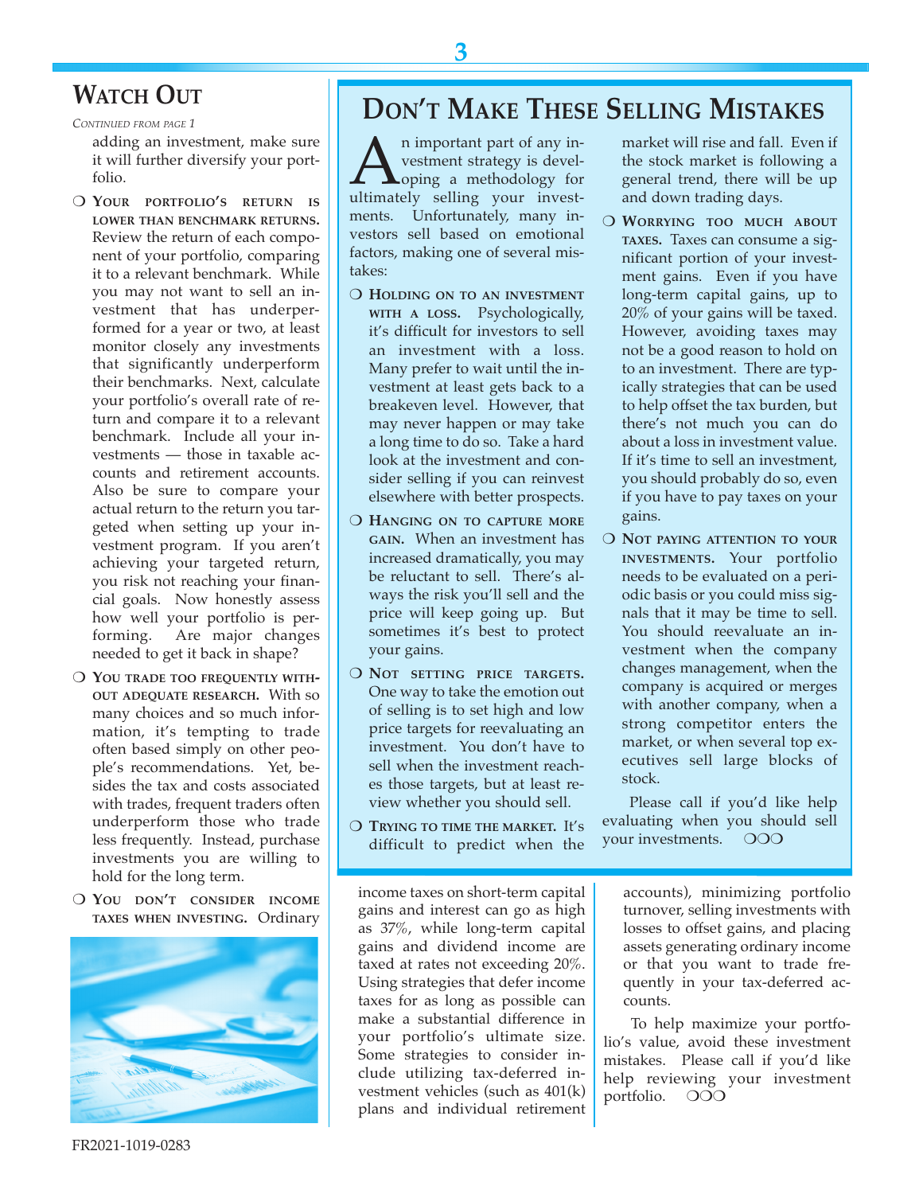## Watch Out

*Continued from page 1*

adding an investment, make sure it will further diversify your portfolio.

- **Your portfolio's return is lower than benchmark returns.** Review the return of each component of your portfolio, comparing it to a relevant benchmark. While you may not want to sell an investment that has underperformed for a year or two, at least monitor closely any investments that significantly underperform their benchmarks. Next, calculate your portfolio's overall rate of return and compare it to a relevant benchmark. Include all your investments — those in taxable accounts and retirement accounts. Also be sure to compare your actual return to the return you targeted when setting up your investment program. If you aren't achieving your targeted return, you risk not reaching your financial goals. Now honestly assess how well your portfolio is performing. Are major changes needed to get it back in shape?
- **You trade too frequently without adequate research.** With so many choices and so much information, it's tempting to trade often based simply on other people's recommendations. Yet, besides the tax and costs associated with trades, frequent traders often underperform those who trade less frequently. Instead, purchase investments you are willing to hold for the long term.
- **You don't consider income taxes when investing.** Ordinary income taxes on short-term capital gains and interest can go as high as 37%, while long-term capital gains and dividend income are taxed at rates not exceeding 20%. Using strategies that defer income taxes for as long as possible can make a substantial difference in your portfolio's ultimate size. Some strategies to consider include utilizing tax-deferred investment vehicles (such as 401(k) plans and individual retirement accounts), minimizing portfolio turnover, selling investments with losses to offset gains, and placing assets generating ordinary income or that you want to trade frequently in your tax-deferred accounts.

To help maximize your portfolio's value, avoid these investment mistakes. Please call if you'd like help reviewing your investment portfolio. ❍❍❍

## Don't Make These Selling Mistakes

An important part of any investment strategy is developing a methodology for ultimately selling your investments. Unfortunately, many investors sell based on emotional factors, making one of several mistakes:

- **Holding on to an investment with a loss.** Psychologically, it's difficult for investors to sell an investment with a loss. Many prefer to wait until the investment at least gets back to a breakeven level. However, that may never happen or may take a long time to do so. Take a hard look at the investment and consider selling if you can reinvest elsewhere with better prospects.
- **Hanging on to capture more gain.** When an investment has increased dramatically, you may be reluctant to sell. There's always the risk you'll sell and the price will keep going up. But sometimes it's best to protect your gains.
- **Not setting price targets.** One way to take the emotion out of selling is to set high and low price targets for reevaluating an investment. You don't have to sell when the investment reaches those targets, but at least review whether you should sell.
- **Trying to time the market.** It's difficult to predict when the market will rise and fall. Even if the stock market is following a general trend, there will be up and down trading days.
- **Worrying too much about taxes.** Taxes can consume a significant portion of your investment gains. Even if you have long-term capital gains, up to 20% of your gains will be taxed. However, avoiding taxes may not be a good reason to hold on to an investment. There are typically strategies that can be used to help offset the tax burden, but there's not much you can do about a loss in investment value. If it's time to sell an investment, you should probably do so, even if you have to pay taxes on your gains.
- **Not paying attention to your investments.** Your portfolio needs to be evaluated on a periodic basis or you could miss signals that it may be time to sell. You should reevaluate an investment when the company changes management, when the company is acquired or merges with another company, when a strong competitor enters the market, or when several top executives sell large blocks of stock.

Please call if you'd like help evaluating when you should sell your investments. ❍❍❍

FR2021-1019-0283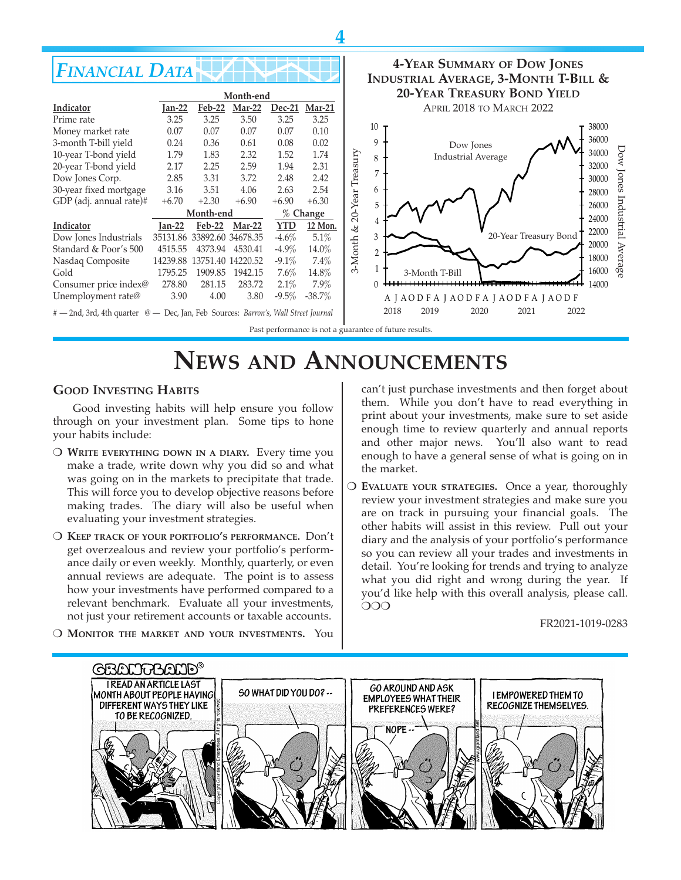## *Financial Data*

| Indicator | Jan-22 | Feb-22 | Mar-22 | Dec-21 | Mar-21 |
|---|---|---|---|---|---|
| | Month-end | | | | |
| Prime rate | 3.25 | 3.25 | 3.50 | 3.25 | 3.25 |
| Money market rate | 0.07 | 0.07 | 0.07 | 0.07 | 0.10 |
| 3-month T-bill yield | 0.24 | 0.36 | 0.61 | 0.08 | 0.02 |
| 10-year T-bond yield | 1.79 | 1.83 | 2.32 | 1.52 | 1.74 |
| 20-year T-bond yield | 2.17 | 2.25 | 2.59 | 1.94 | 2.31 |
| Dow Jones Corp. | 2.85 | 3.31 | 3.72 | 2.48 | 2.42 |
| 30-year fixed mortgage | 3.16 | 3.51 | 4.06 | 2.63 | 2.54 |
| GDP (adj. annual rate)# | +6.70 | +2.30 | +6.90 | +6.90 | +6.30 |

| Indicator | Jan-22 | Feb-22 | Mar-22 | YTD | 12 Mon. |
|---|---|---|---|---|---|
| | Month-end | | | % Change | |
| Dow Jones Industrials | 35131.86 | 33892.60 | 34678.35 | -4.6% | 5.1% |
| Standard & Poor's 500 | 4515.55 | 4373.94 | 4530.41 | -4.9% | 14.0% |
| Nasdaq Composite | 14239.88 | 13751.40 | 14220.52 | -9.1% | 7.4% |
| Gold | 1795.25 | 1909.85 | 1942.15 | 7.6% | 14.8% |
| Consumer price index@ | 278.80 | 281.15 | 283.72 | 2.1% | 7.9% |
| Unemployment rate@ | 3.90 | 4.00 | 3.80 | -9.5% | -38.7% |

\# — 2nd, 3rd, 4th quarter @ — Dec, Jan, Feb Sources: *Barron's, Wall Street Journal*

### 4-Year Summary of Dow Jones Industrial Average, 3-Month T-Bill & 20-Year Treasury Bond Yield

April 2018 to March 2022

3-Month & 20-Year Treasury: 0, 1, 2, 3, 4, 5, 6, 7, 8, 9, 10

Dow Jones Industrial Average: 14000, 16000, 18000, 20000, 22000, 24000, 26000, 28000, 30000, 32000, 34000, 36000, 38000

Dow Jones Industrial Average

20-Year Treasury Bond

3-Month T-Bill

A J A O D F A J A O D F A J A O D F A J A O D F

2018 2019 2020 2021 2022

Past performance is not a guarantee of future results.

# News and Announcements

## Good Investing Habits

Good investing habits will help ensure you follow through on your investment plan. Some tips to hone your habits include:

- **Write everything down in a diary.** Every time you make a trade, write down why you did so and what was going on in the markets to precipitate that trade. This will force you to develop objective reasons before making trades. The diary will also be useful when evaluating your investment strategies.
- **Keep track of your portfolio's performance.** Don't get overzealous and review your portfolio's performance daily or even weekly. Monthly, quarterly, or even annual reviews are adequate. The point is to assess how your investments have performed compared to a relevant benchmark. Evaluate all your investments, not just your retirement accounts or taxable accounts.
- **Monitor the market and your investments.** You can't just purchase investments and then forget about them. While you don't have to read everything in print about your investments, make sure to set aside enough time to review quarterly and annual reports and other major news. You'll also want to read enough to have a general sense of what is going on in the market.
- **Evaluate your strategies.** Once a year, thoroughly review your investment strategies and make sure you are on track in pursuing your financial goals. The other habits will assist in this review. Pull out your diary and the analysis of your portfolio's performance so you can review all your trades and investments in detail. You're looking for trends and trying to analyze what you did right and wrong during the year. If you'd like help with this overall analysis, please call. ❍❍❍

FR2021-1019-0283